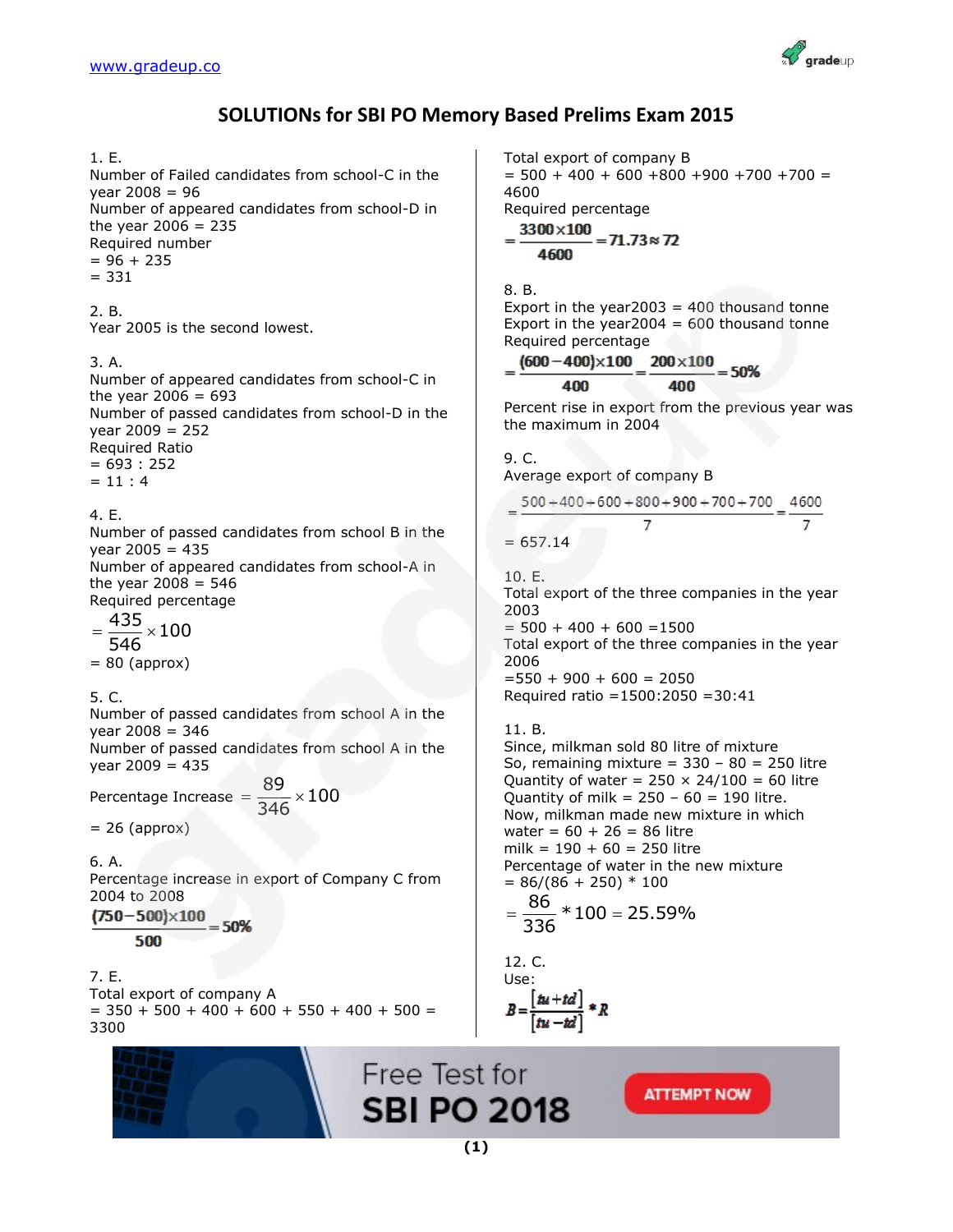# SOLUTIONs for SBI PO Memory Based Prelims Exam 2015

1. E.
Number of Failed candidates from school-C in the year 2008 = 96
Number of appeared candidates from school-D in the year 2006 = 235
Required number
= 96 + 235
= 331

2. B.
Year 2005 is the second lowest.

3. A.
Number of appeared candidates from school-C in the year 2006 = 693
Number of passed candidates from school-D in the year 2009 = 252
Required Ratio
= 693 : 252
= 11 : 4

4. E.
Number of passed candidates from school B in the year 2005 = 435
Number of appeared candidates from school-A in the year 2008 = 546
Required percentage

$$= \frac{435}{546} \times 100$$

= 80 (approx)

5. C.
Number of passed candidates from school A in the year 2008 = 346
Number of passed candidates from school A in the year 2009 = 435

Percentage Increase $= \frac{89}{346} \times 100$

= 26 (approx)

6. A.
Percentage increase in export of Company C from 2004 to 2008

$$\frac{(750-500)\times 100}{500} = 50\%$$

7. E.
Total export of company A
= 350 + 500 + 400 + 600 + 550 + 400 + 500 = 3300

Total export of company B
= 500 + 400 + 600 +800 +900 +700 +700 = 4600
Required percentage

$$= \frac{3300 \times 100}{4600} = 71.73 \approx 72$$

8. B.
Export in the year2003 = 400 thousand tonne
Export in the year2004 = 600 thousand tonne
Required percentage

$$= \frac{(600-400)\times 100}{400} = \frac{200 \times 100}{400} = 50\%$$

Percent rise in export from the previous year was the maximum in 2004

9. C.
Average export of company B

$$= \frac{500+400+600+800+900+700+700}{7} = \frac{4600}{7}$$

= 657.14

10. E.
Total export of the three companies in the year 2003
= 500 + 400 + 600 =1500
Total export of the three companies in the year 2006
=550 + 900 + 600 = 2050
Required ratio =1500:2050 =30:41

11. B.
Since, milkman sold 80 litre of mixture
So, remaining mixture = 330 – 80 = 250 litre
Quantity of water = 250 × 24/100 = 60 litre
Quantity of milk = 250 – 60 = 190 litre.
Now, milkman made new mixture in which
water = 60 + 26 = 86 litre
milk = 190 + 60 = 250 litre
Percentage of water in the new mixture
= 86/(86 + 250) * 100

$$= \frac{86}{336} * 100 = 25.59\%$$

12. C.
Use:

$$B = \frac{[tu + td]}{[tu - td]} * R$$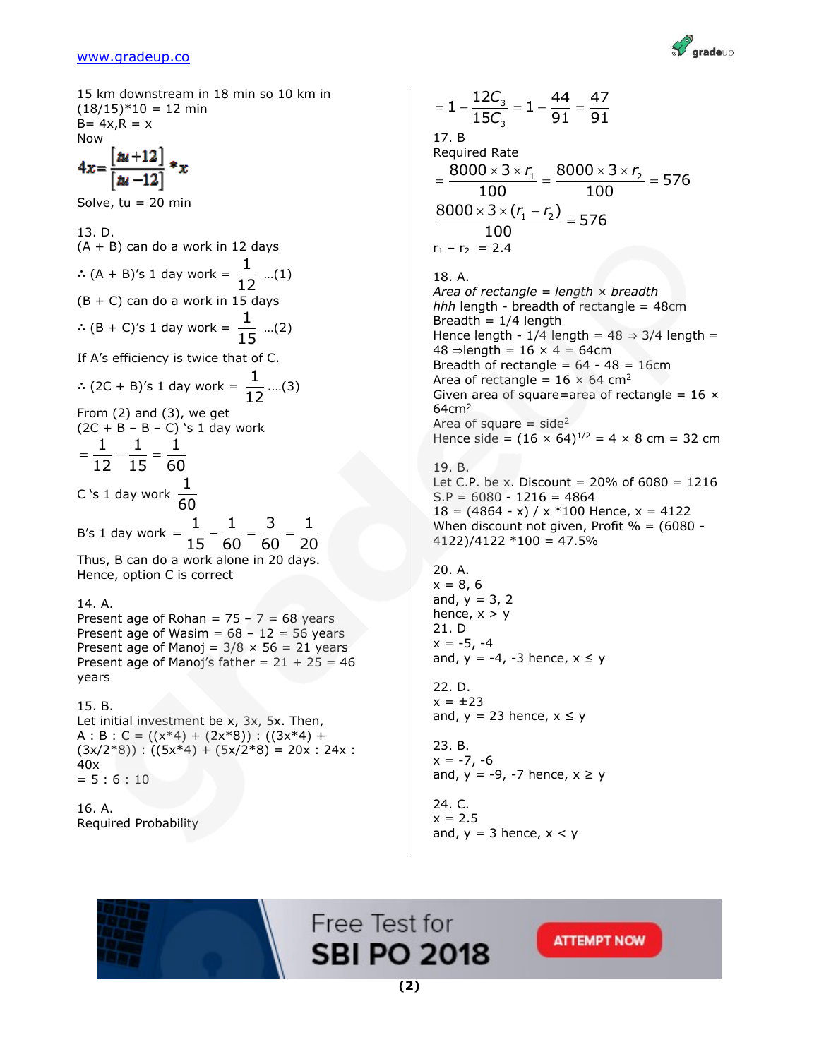15 km downstream in 18 min so 10 km in (18/15)*10 = 12 min

B= 4x,R = x

Now

$$4x=\frac{[tu+12]}{[tu-12]}*x$$

Solve, tu = 20 min

13. D.

(A + B) can do a work in 12 days

∴ (A + B)'s 1 day work = $\frac{1}{12}$ ...(1)

(B + C) can do a work in 15 days

∴ (B + C)'s 1 day work = $\frac{1}{15}$ ...(2)

If A's efficiency is twice that of C.

∴ (2C + B)'s 1 day work = $\frac{1}{12}$ ....(3)

From (2) and (3), we get

(2C + B – B – C) 's 1 day work

$$=\frac{1}{12}-\frac{1}{15}=\frac{1}{60}$$

C 's 1 day work $\frac{1}{60}$

B's 1 day work $=\frac{1}{15}-\frac{1}{60}=\frac{3}{60}=\frac{1}{20}$

Thus, B can do a work alone in 20 days.

Hence, option C is correct

14. A.

Present age of Rohan = 75 – 7 = 68 years

Present age of Wasim = 68 – 12 = 56 years

Present age of Manoj = 3/8 × 56 = 21 years

Present age of Manoj's father = 21 + 25 = 46 years

15. B.

Let initial investment be x, 3x, 5x. Then,

A : B : C = ((x*4) + (2x*8)) : ((3x*4) + (3x/2*8)) : ((5x*4) + (5x/2*8) = 20x : 24x : 40x

= 5 : 6 : 10

16. A.

Required Probability

$$=1-\frac{12C_3}{15C_3}=1-\frac{44}{91}=\frac{47}{91}$$

17. B

Required Rate

$$=\frac{8000\times3\times r_1}{100}-\frac{8000\times3\times r_2}{100}=576$$

$$\frac{8000\times3\times(r_1-r_2)}{100}=576$$

$r_1 - r_2 = 2.4$

18. A.

*Area of rectangle = length × breadth*

*hhh* length - breadth of rectangle = 48cm

Breadth = 1/4 length

Hence length - 1/4 length = 48 ⇒ 3/4 length = 48 ⇒length = 16 × 4 = 64cm

Breadth of rectangle = 64 - 48 = 16cm

Area of rectangle = 16 × 64 $cm^2$

Given area of square=area of rectangle = 16 × 64$cm^2$

Area of square = $side^2$

Hence side = $(16 \times 64)^{1/2}$ = 4 × 8 cm = 32 cm

19. B.

Let C.P. be x. Discount = 20% of 6080 = 1216

S.P = 6080 - 1216 = 4864

18 = (4864 - x) / x *100 Hence, x = 4122

When discount not given, Profit % = (6080 - 4122)/4122 *100 = 47.5%

20. A.

x = 8, 6

and, y = 3, 2

hence, x > y

21. D

x = -5, -4

and, y = -4, -3 hence, x ≤ y

22. D.

x = ±23

and, y = 23 hence, x ≤ y

23. B.

x = -7, -6

and, y = -9, -7 hence, x ≥ y

24. C.

x = 2.5

and, y = 3 hence, x < y

Free Test for SBI PO 2018 ATTEMPT NOW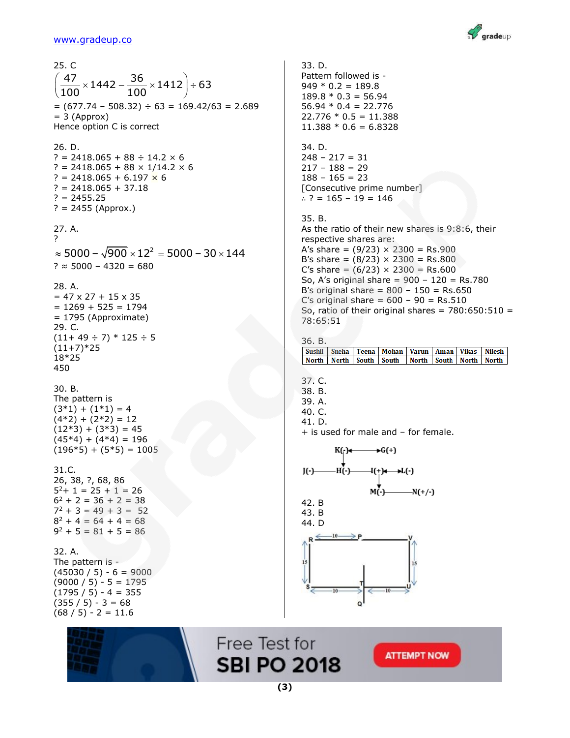25. C

$$\left(\frac{47}{100}\times 1442 - \frac{36}{100}\times 1412\right)\div 63$$

= (677.74 – 508.32) ÷ 63 = 169.42/63 = 2.689
= 3 (Approx)
Hence option C is correct

26. D.
? = 2418.065 + 88 ÷ 14.2 × 6
? = 2418.065 + 88 × 1/14.2 × 6
? = 2418.065 + 6.197 × 6
? = 2418.065 + 37.18
? = 2455.25
? = 2455 (Approx.)

27. A.
?

$$\approx 5000 - \sqrt{900}\times 12^2 = 5000 - 30\times 144$$

? ≈ 5000 – 4320 = 680

28. A.
= 47 x 27 + 15 x 35
= 1269 + 525 = 1794
= 1795 (Approximate)

29. C.
(11+ 49 ÷ 7) * 125 ÷ 5
(11+7)*25
18*25
450

30. B.
The pattern is
(3*1) + (1*1) = 4
(4*2) + (2*2) = 12
(12*3) + (3*3) = 45
(45*4) + (4*4) = 196
(196*5) + (5*5) = 1005

31.C.
26, 38, ?, 68, 86
$5^2$+ 1 = 25 + 1 = 26
$6^2$ + 2 = 36 + 2 = 38
$7^2$ + 3 = 49 + 3 = 52
$8^2$ + 4 = 64 + 4 = 68
$9^2$ + 5 = 81 + 5 = 86

32. A.
The pattern is -
(45030 / 5) - 6 = 9000
(9000 / 5) - 5 = 1795
(1795 / 5) - 4 = 355
(355 / 5) - 3 = 68
(68 / 5) - 2 = 11.6

33. D.
Pattern followed is -
949 * 0.2 = 189.8
189.8 * 0.3 = 56.94
56.94 * 0.4 = 22.776
22.776 * 0.5 = 11.388
11.388 * 0.6 = 6.8328

34. D.
248 – 217 = 31
217 – 188 = 29
188 – 165 = 23
[Consecutive prime number]
∴ ? = 165 – 19 = 146

35. B.
As the ratio of their new shares is 9:8:6, their respective shares are:
A's share = (9/23) × 2300 = Rs.900
B's share = (8/23) × 2300 = Rs.800
C's share = (6/23) × 2300 = Rs.600
So, A's original share = 900 – 120 = Rs.780
B's original share = 800 – 150 = Rs.650
C's original share = 600 – 90 = Rs.510
So, ratio of their original shares = 780:650:510 = 78:65:51

36. B.

| Sushil | Sneha | Teena | Mohan | Varun | Aman | Vikas | Nilesh |
|---|---|---|---|---|---|---|---|
| North | North | South | South | North | South | North | North |

37. C.
38. B.
39. A.
40. C.
41. D.
+ is used for male and – for female.

K(-) ⟷ G(+)
J(-) —— H(-) —— I(+) ⟷ L(-)
M(-) —— N(+/-)

42. B
43. B
44. D

R ⟵10⟶ P ——— V
15 (R–S), 15 (V–U)
S ⟵10⟶ T ⟵10⟶ U
Q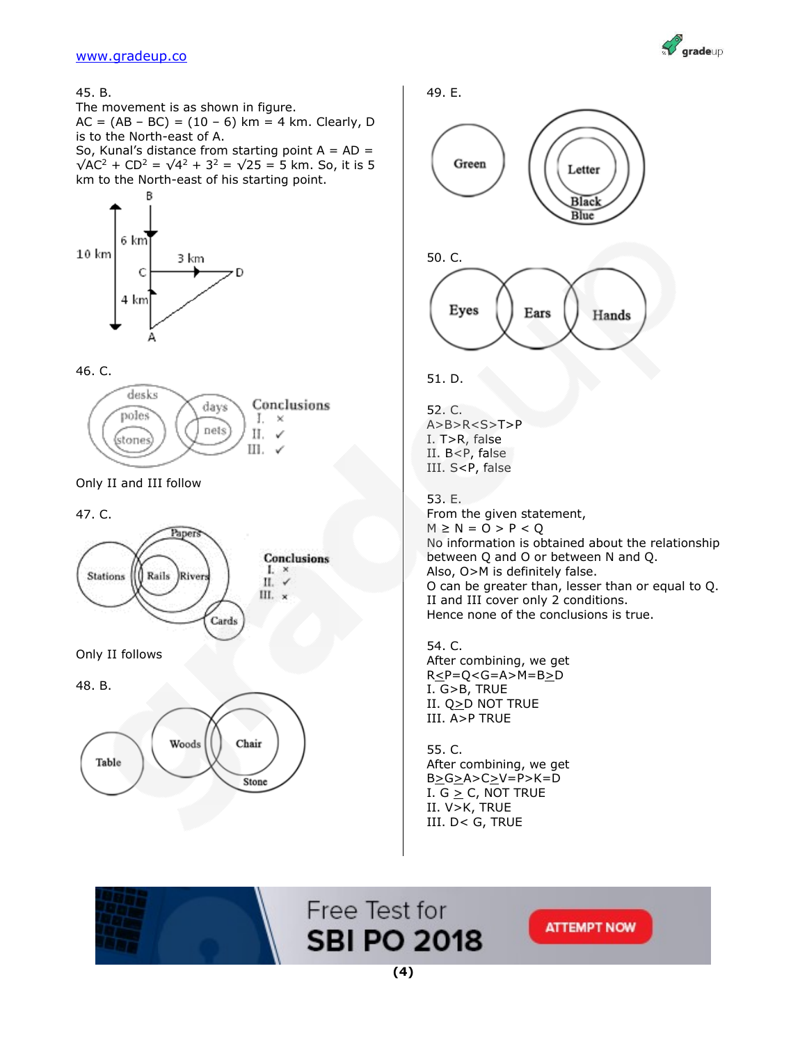45. B.
The movement is as shown in figure.
AC = (AB – BC) = (10 – 6) km = 4 km. Clearly, D is to the North-east of A.
So, Kunal's distance from starting point A = AD = $\sqrt{AC^2 + CD^2} = \sqrt{4^2 + 3^2} = \sqrt{25}$ = 5 km. So, it is 5 km to the North-east of his starting point.

46. C.

Conclusions
I. ×
II. ✓
III. ✓

Only II and III follow

47. C.

Conclusions
I. ×
II. ✓
III. ×

Only II follows

48. B.

49. E.

50. C.

51. D.

52. C.
A>B>R<S>T>P
I. T>R, false
II. B<P, false
III. S<P, false

53. E.
From the given statement,
M ≥ N = O > P < Q
No information is obtained about the relationship between Q and O or between N and Q.
Also, O>M is definitely false.
O can be greater than, lesser than or equal to Q.
II and III cover only 2 conditions.
Hence none of the conclusions is true.

54. C.
After combining, we get
R≤P=Q<G=A>M=B≥D
I. G>B, TRUE
II. Q≥D NOT TRUE
III. A>P TRUE

55. C.
After combining, we get
B≥G≥A>C≥V=P>K=D
I. G ≥ C, NOT TRUE
II. V>K, TRUE
III. D< G, TRUE

Free Test for SBI PO 2018 ATTEMPT NOW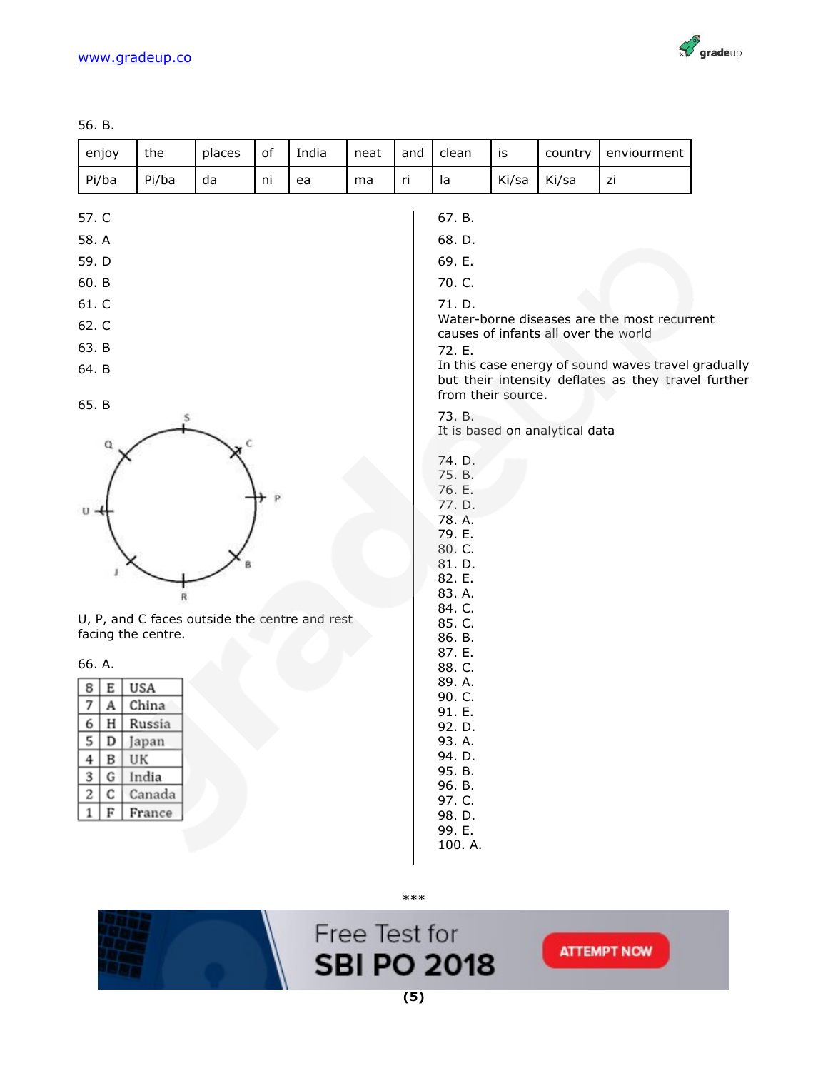56. B.

| | | | | | | | | | | |
|---|---|---|---|---|---|---|---|---|---|---|
| enjoy | the | places | of | India | neat | and | clean | is | country | enviourment |
| Pi/ba | Pi/ba | da | ni | ea | ma | ri | la | Ki/sa | Ki/sa | zi |

57. C

58. A

59. D

60. B

61. C

62. C

63. B

64. B

65. B

S
Q
C
U
P
J
B
R

U, P, and C faces outside the centre and rest facing the centre.

66. A.

| | | |
|---|---|---|
| 8 | E | USA |
| 7 | A | China |
| 6 | H | Russia |
| 5 | D | Japan |
| 4 | B | UK |
| 3 | G | India |
| 2 | C | Canada |
| 1 | F | France |

67. B.

68. D.

69. E.

70. C.

71. D.
Water-borne diseases are the most recurrent causes of infants all over the world

72. E.
In this case energy of sound waves travel gradually but their intensity deflates as they travel further from their source.

73. B.
It is based on analytical data

74. D.
75. B.
76. E.
77. D.
78. A.
79. E.
80. C.
81. D.
82. E.
83. A.
84. C.
85. C.
86. B.
87. E.
88. C.
89. A.
90. C.
91. E.
92. D.
93. A.
94. D.
95. B.
96. B.
97. C.
98. D.
99. E.
100. A.

***